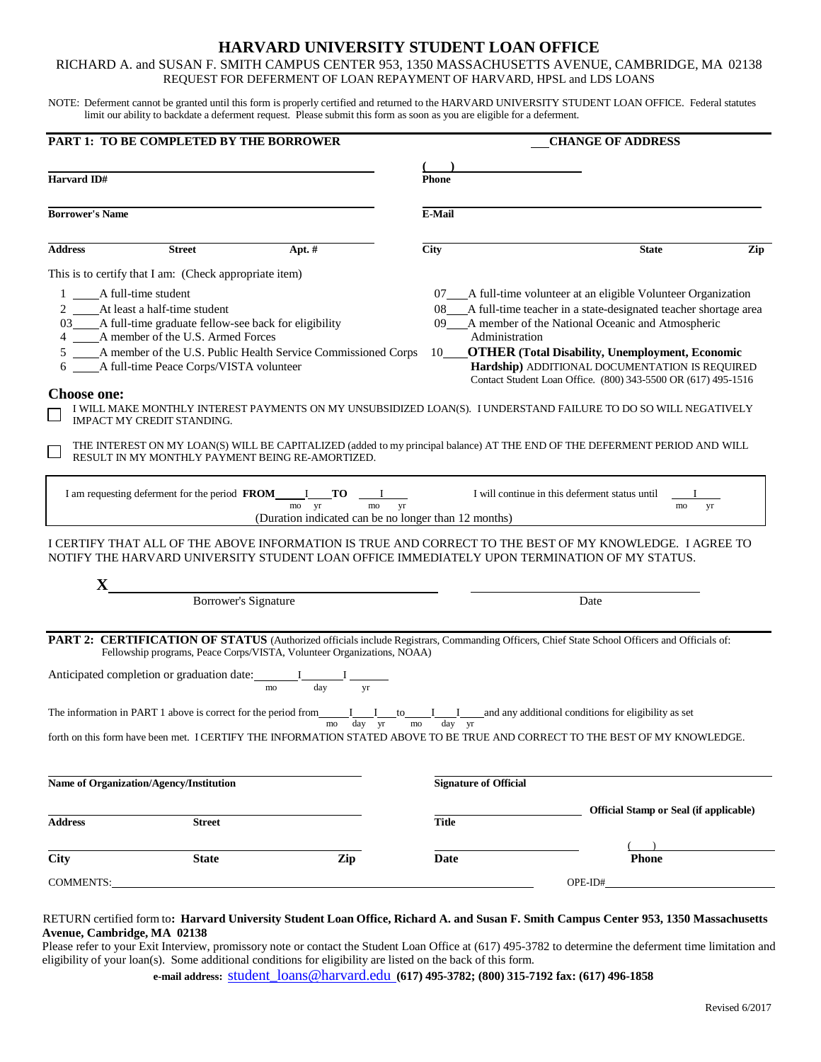# HARVARD UNIVERSITY STUDENT LOAN OFFICE

RICHARD A. and SUSAN F. SMITH CAMPUS CENTER 953, 1350 MASSACHUSETTS AVENUE, CAMBRIDGE, MA 02138
REQUEST FOR DEFERMENT OF LOAN REPAYMENT OF HARVARD, HPSL and LDS LOANS

NOTE: Deferment cannot be granted until this form is properly certified and returned to the HARVARD UNIVERSITY STUDENT LOAN OFFICE. Federal statutes limit our ability to backdate a deferment request. Please submit this form as soon as you are eligible for a deferment.

## PART 1: TO BE COMPLETED BY THE BORROWER

___ **CHANGE OF ADDRESS**

**Harvard ID#** ______________________ **Phone** (    ) ______________________

**Borrower's Name** ______________________ **E-Mail** ______________________

**Address** ______ **Street** ______ **Apt. #** ______ **City** ______ **State** ______ **Zip** ______

This is to certify that I am: (Check appropriate item)

1 ____A full-time student
2 ____At least a half-time student
03____A full-time graduate fellow-see back for eligibility
4 ____A member of the U.S. Armed Forces
5 ____A member of the U.S. Public Health Service Commissioned Corps
6 ____A full-time Peace Corps/VISTA volunteer
07____A full-time volunteer at an eligible Volunteer Organization
08____A full-time teacher in a state-designated teacher shortage area
09____A member of the National Oceanic and Atmospheric Administration
10____**OTHER (Total Disability, Unemployment, Economic Hardship)** ADDITIONAL DOCUMENTATION IS REQUIRED
Contact Student Loan Office. (800) 343-5500 OR (617) 495-1516

### Choose one:

☐ I WILL MAKE MONTHLY INTEREST PAYMENTS ON MY UNSUBSIDIZED LOAN(S). I UNDERSTAND FAILURE TO DO SO WILL NEGATIVELY IMPACT MY CREDIT STANDING.

☐ THE INTEREST ON MY LOAN(S) WILL BE CAPITALIZED (added to my principal balance) AT THE END OF THE DEFERMENT PERIOD AND WILL RESULT IN MY MONTHLY PAYMENT BEING RE-AMORTIZED.

I am requesting deferment for the period **FROM** ____I____ (mo yr) **TO** ____I____ (mo yr) I will continue in this deferment status until ____I____ (mo yr)
(Duration indicated can be no longer than 12 months)

I CERTIFY THAT ALL OF THE ABOVE INFORMATION IS TRUE AND CORRECT TO THE BEST OF MY KNOWLEDGE. I AGREE TO NOTIFY THE HARVARD UNIVERSITY STUDENT LOAN OFFICE IMMEDIATELY UPON TERMINATION OF MY STATUS.

**X** ______________________ Borrower's Signature ______________________ Date

## PART 2: CERTIFICATION OF STATUS (Authorized officials include Registrars, Commanding Officers, Chief State School Officers and Officials of: Fellowship programs, Peace Corps/VISTA, Volunteer Organizations, NOAA)

Anticipated completion or graduation date: ______I______I______ (mo day yr)

The information in PART 1 above is correct for the period from____I____I____ (mo day yr) to____I____I____ (mo day yr) and any additional conditions for eligibility as set forth on this form have been met. I CERTIFY THE INFORMATION STATED ABOVE TO BE TRUE AND CORRECT TO THE BEST OF MY KNOWLEDGE.

**Name of Organization/Agency/Institution** ______________________ **Signature of Official** ______________________

**Address** ______ **Street** ______ **Title** ______ **Official Stamp or Seal (if applicable)**

**City** ______ **State** ______ **Zip** ______ **Date** ______ **Phone** (    ) ______

COMMENTS: ______________________ OPE-ID# ______________________

RETURN certified form to**: Harvard University Student Loan Office, Richard A. and Susan F. Smith Campus Center 953, 1350 Massachusetts Avenue, Cambridge, MA 02138**

Please refer to your Exit Interview, promissory note or contact the Student Loan Office at (617) 495-3782 to determine the deferment time limitation and eligibility of your loan(s). Some additional conditions for eligibility are listed on the back of this form.

**e-mail address:** student_loans@harvard.edu **(617) 495-3782; (800) 315-7192 fax: (617) 496-1858**

Revised 6/2017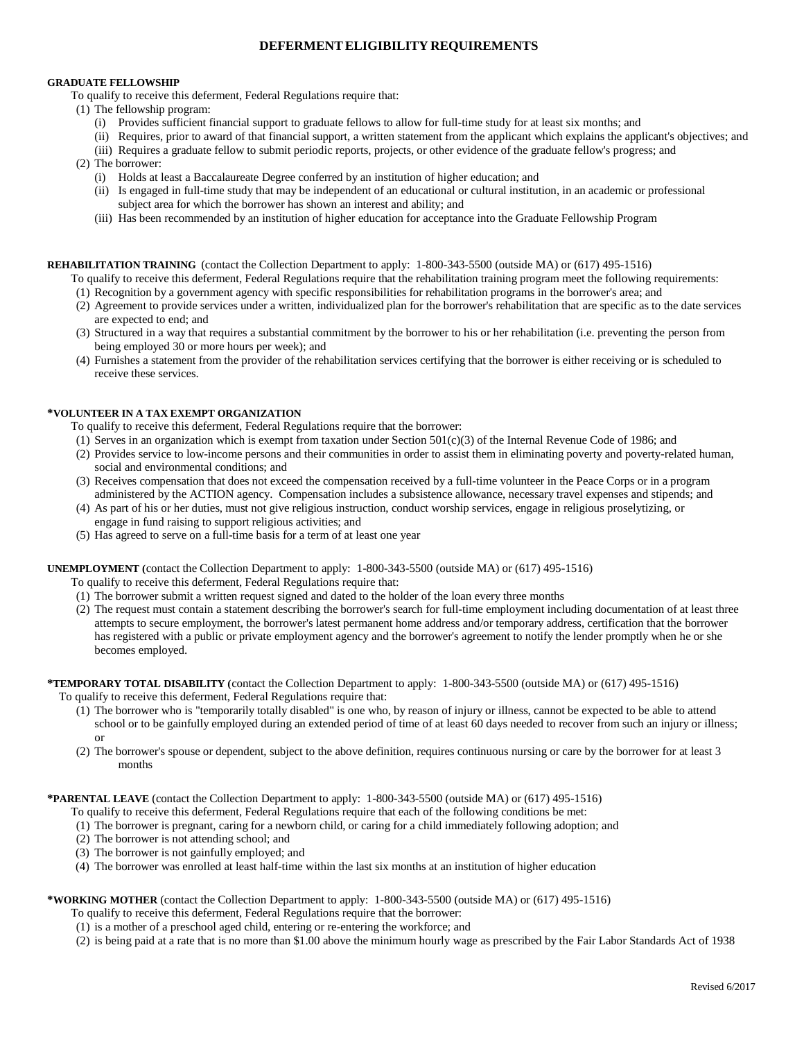# DEFERMENT ELIGIBILITY REQUIREMENTS

**GRADUATE FELLOWSHIP**

To qualify to receive this deferment, Federal Regulations require that:

(1) The fellowship program:
   - (i) Provides sufficient financial support to graduate fellows to allow for full-time study for at least six months; and
   - (ii) Requires, prior to award of that financial support, a written statement from the applicant which explains the applicant's objectives; and
   - (iii) Requires a graduate fellow to submit periodic reports, projects, or other evidence of the graduate fellow's progress; and

(2) The borrower:
   - (i) Holds at least a Baccalaureate Degree conferred by an institution of higher education; and
   - (ii) Is engaged in full-time study that may be independent of an educational or cultural institution, in an academic or professional subject area for which the borrower has shown an interest and ability; and
   - (iii) Has been recommended by an institution of higher education for acceptance into the Graduate Fellowship Program

**REHABILITATION TRAINING** (contact the Collection Department to apply: 1-800-343-5500 (outside MA) or (617) 495-1516)

To qualify to receive this deferment, Federal Regulations require that the rehabilitation training program meet the following requirements:

(1) Recognition by a government agency with specific responsibilities for rehabilitation programs in the borrower's area; and
(2) Agreement to provide services under a written, individualized plan for the borrower's rehabilitation that are specific as to the date services are expected to end; and
(3) Structured in a way that requires a substantial commitment by the borrower to his or her rehabilitation (i.e. preventing the person from being employed 30 or more hours per week); and
(4) Furnishes a statement from the provider of the rehabilitation services certifying that the borrower is either receiving or is scheduled to receive these services.

**\*VOLUNTEER IN A TAX EXEMPT ORGANIZATION**

To qualify to receive this deferment, Federal Regulations require that the borrower:

(1) Serves in an organization which is exempt from taxation under Section 501(c)(3) of the Internal Revenue Code of 1986; and
(2) Provides service to low-income persons and their communities in order to assist them in eliminating poverty and poverty-related human, social and environmental conditions; and
(3) Receives compensation that does not exceed the compensation received by a full-time volunteer in the Peace Corps or in a program administered by the ACTION agency. Compensation includes a subsistence allowance, necessary travel expenses and stipends; and
(4) As part of his or her duties, must not give religious instruction, conduct worship services, engage in religious proselytizing, or engage in fund raising to support religious activities; and
(5) Has agreed to serve on a full-time basis for a term of at least one year

**UNEMPLOYMENT** (contact the Collection Department to apply: 1-800-343-5500 (outside MA) or (617) 495-1516)

To qualify to receive this deferment, Federal Regulations require that:

(1) The borrower submit a written request signed and dated to the holder of the loan every three months
(2) The request must contain a statement describing the borrower's search for full-time employment including documentation of at least three attempts to secure employment, the borrower's latest permanent home address and/or temporary address, certification that the borrower has registered with a public or private employment agency and the borrower's agreement to notify the lender promptly when he or she becomes employed.

**\*TEMPORARY TOTAL DISABILITY** (contact the Collection Department to apply: 1-800-343-5500 (outside MA) or (617) 495-1516)

To qualify to receive this deferment, Federal Regulations require that:

(1) The borrower who is "temporarily totally disabled" is one who, by reason of injury or illness, cannot be expected to be able to attend school or to be gainfully employed during an extended period of time of at least 60 days needed to recover from such an injury or illness; or
(2) The borrower's spouse or dependent, subject to the above definition, requires continuous nursing or care by the borrower for at least 3 months

**\*PARENTAL LEAVE** (contact the Collection Department to apply: 1-800-343-5500 (outside MA) or (617) 495-1516)

To qualify to receive this deferment, Federal Regulations require that each of the following conditions be met:

(1) The borrower is pregnant, caring for a newborn child, or caring for a child immediately following adoption; and
(2) The borrower is not attending school; and
(3) The borrower is not gainfully employed; and
(4) The borrower was enrolled at least half-time within the last six months at an institution of higher education

**\*WORKING MOTHER** (contact the Collection Department to apply: 1-800-343-5500 (outside MA) or (617) 495-1516)

To qualify to receive this deferment, Federal Regulations require that the borrower:

(1) is a mother of a preschool aged child, entering or re-entering the workforce; and
(2) is being paid at a rate that is no more than $1.00 above the minimum hourly wage as prescribed by the Fair Labor Standards Act of 1938

Revised 6/2017